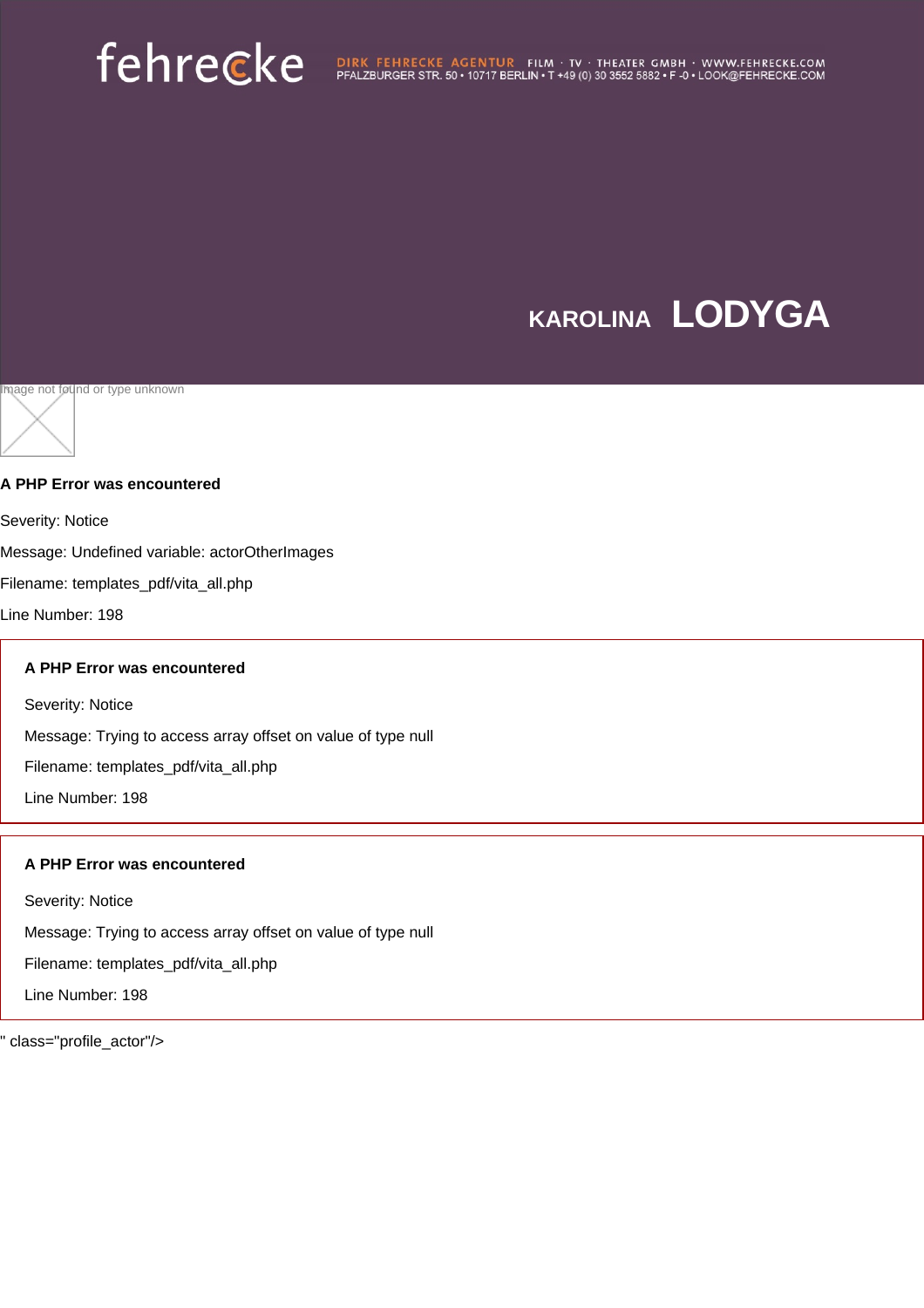fehrecke

DIRK FEHRECKE AGENTUR FILM · TV · THEATER GMBH · WWW.FEHRECKE.COM
PFALZBURGER STR. 50 • 10717 BERLIN • T +49 (0) 30 3552 5882 • F -0 • LOOK@FEHRECKE.COM

# KAROLINA LODYGA

Image not found or type unknown

**A PHP Error was encountered**

Severity: Notice

Message: Undefined variable: actorOtherImages

Filename: templates_pdf/vita_all.php

Line Number: 198

**A PHP Error was encountered**

Severity: Notice

Message: Trying to access array offset on value of type null

Filename: templates_pdf/vita_all.php

Line Number: 198

**A PHP Error was encountered**

Severity: Notice

Message: Trying to access array offset on value of type null

Filename: templates_pdf/vita_all.php

Line Number: 198

" class="profile_actor"/>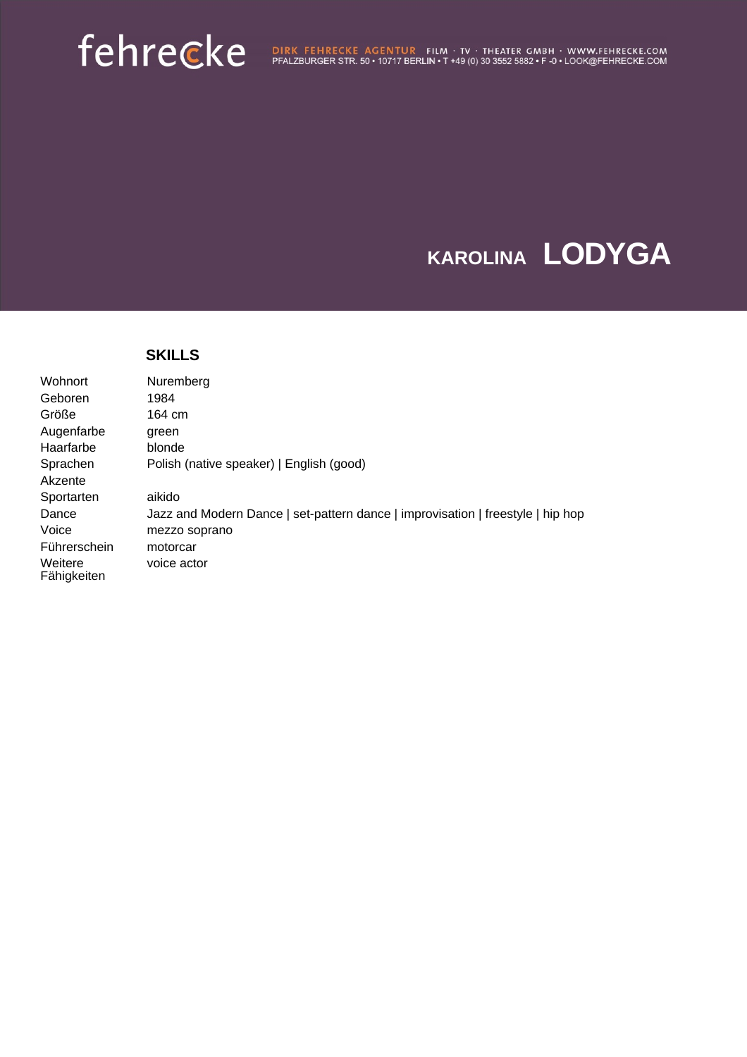# KAROLINA LODYGA

## SKILLS

| | |
|---|---|
| Wohnort | Nuremberg |
| Geboren | 1984 |
| Größe | 164 cm |
| Augenfarbe | green |
| Haarfarbe | blonde |
| Sprachen | Polish (native speaker) \| English (good) |
| Akzente | |
| Sportarten | aikido |
| Dance | Jazz and Modern Dance \| set-pattern dance \| improvisation \| freestyle \| hip hop |
| Voice | mezzo soprano |
| Führerschein | motorcar |
| Weitere Fähigkeiten | voice actor |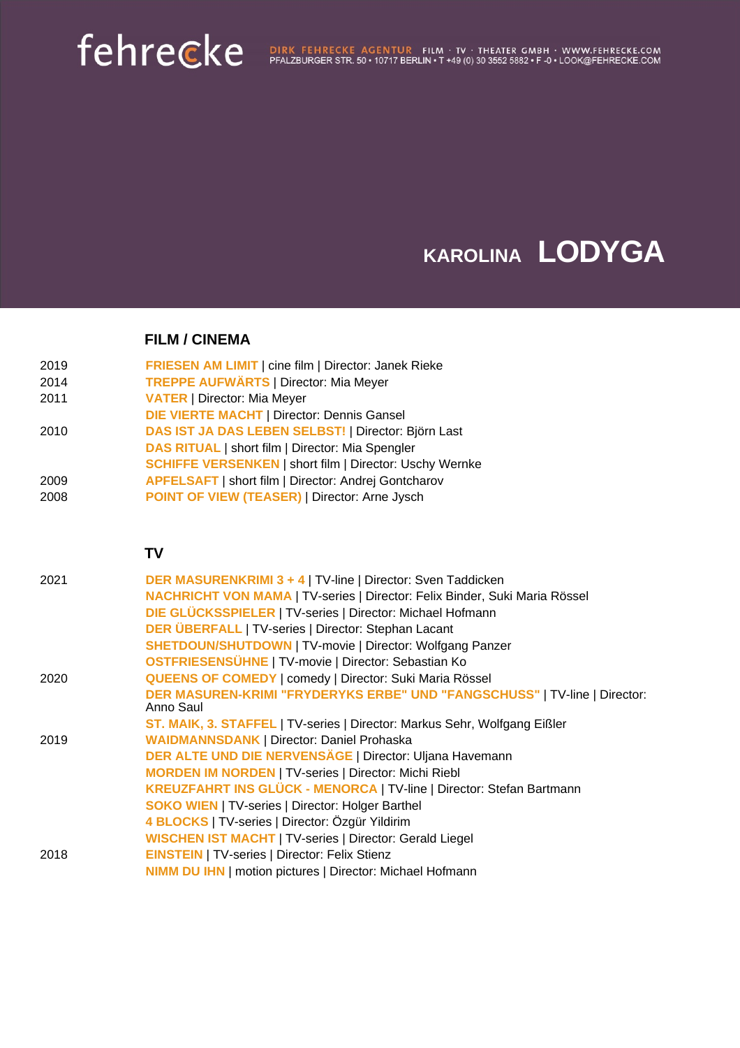# KAROLINA LODYGA

## FILM / CINEMA

| | |
|---|---|
| 2019 | **FRIESEN AM LIMIT** \| cine film \| Director: Janek Rieke |
| 2014 | **TREPPE AUFWÄRTS** \| Director: Mia Meyer |
| 2011 | **VATER** \| Director: Mia Meyer |
| | **DIE VIERTE MACHT** \| Director: Dennis Gansel |
| 2010 | **DAS IST JA DAS LEBEN SELBST!** \| Director: Björn Last |
| | **DAS RITUAL** \| short film \| Director: Mia Spengler |
| | **SCHIFFE VERSENKEN** \| short film \| Director: Uschy Wernke |
| 2009 | **APFELSAFT** \| short film \| Director: Andrej Gontcharov |
| 2008 | **POINT OF VIEW (TEASER)** \| Director: Arne Jysch |

## TV

| | |
|---|---|
| 2021 | **DER MASURENKRIMI 3 + 4** \| TV-line \| Director: Sven Taddicken |
| | **NACHRICHT VON MAMA** \| TV-series \| Director: Felix Binder, Suki Maria Rössel |
| | **DIE GLÜCKSSPIELER** \| TV-series \| Director: Michael Hofmann |
| | **DER ÜBERFALL** \| TV-series \| Director: Stephan Lacant |
| | **SHETDOUN/SHUTDOWN** \| TV-movie \| Director: Wolfgang Panzer |
| | **OSTFRIESENSÜHNE** \| TV-movie \| Director: Sebastian Ko |
| 2020 | **QUEENS OF COMEDY** \| comedy \| Director: Suki Maria Rössel |
| | **DER MASUREN-KRIMI "FRYDERYKS ERBE" UND "FANGSCHUSS"** \| TV-line \| Director: Anno Saul |
| | **ST. MAIK, 3. STAFFEL** \| TV-series \| Director: Markus Sehr, Wolfgang Eißler |
| 2019 | **WAIDMANNSDANK** \| Director: Daniel Prohaska |
| | **DER ALTE UND DIE NERVENSÄGE** \| Director: Uljana Havemann |
| | **MORDEN IM NORDEN** \| TV-series \| Director: Michi Riebl |
| | **KREUZFAHRT INS GLÜCK - MENORCA** \| TV-line \| Director: Stefan Bartmann |
| | **SOKO WIEN** \| TV-series \| Director: Holger Barthel |
| | **4 BLOCKS** \| TV-series \| Director: Özgür Yildirim |
| | **WISCHEN IST MACHT** \| TV-series \| Director: Gerald Liegel |
| 2018 | **EINSTEIN** \| TV-series \| Director: Felix Stienz |
| | **NIMM DU IHN** \| motion pictures \| Director: Michael Hofmann |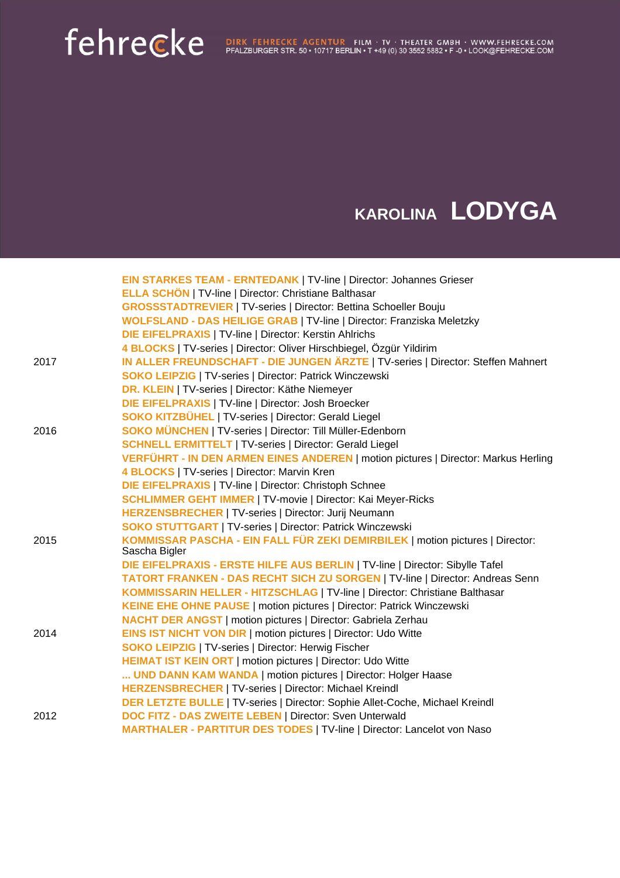fehrecke DIRK FEHRECKE AGENTUR FILM · TV · THEATER GMBH · WWW.FEHRECKE.COM
PFALZBURGER STR. 50 • 10717 BERLIN • T +49 (0) 30 3552 5882 • F -0 • LOOK@FEHRECKE.COM

# KAROLINA **LODYGA**

| | |
|---|---|
| | **EIN STARKES TEAM - ERNTEDANK** \| TV-line \| Director: Johannes Grieser |
| | **ELLA SCHÖN** \| TV-line \| Director: Christiane Balthasar |
| | **GROSSSTADTREVIER** \| TV-series \| Director: Bettina Schoeller Bouju |
| | **WOLFSLAND - DAS HEILIGE GRAB** \| TV-line \| Director: Franziska Meletzky |
| | **DIE EIFELPRAXIS** \| TV-line \| Director: Kerstin Ahlrichs |
| | **4 BLOCKS** \| TV-series \| Director: Oliver Hirschbiegel, Özgür Yildirim |
| 2017 | **IN ALLER FREUNDSCHAFT - DIE JUNGEN ÄRZTE** \| TV-series \| Director: Steffen Mahnert |
| | **SOKO LEIPZIG** \| TV-series \| Director: Patrick Winczewski |
| | **DR. KLEIN** \| TV-series \| Director: Käthe Niemeyer |
| | **DIE EIFELPRAXIS** \| TV-line \| Director: Josh Broecker |
| | **SOKO KITZBÜHEL** \| TV-series \| Director: Gerald Liegel |
| 2016 | **SOKO MÜNCHEN** \| TV-series \| Director: Till Müller-Edenborn |
| | **SCHNELL ERMITTELT** \| TV-series \| Director: Gerald Liegel |
| | **VERFÜHRT - IN DEN ARMEN EINES ANDEREN** \| motion pictures \| Director: Markus Herling |
| | **4 BLOCKS** \| TV-series \| Director: Marvin Kren |
| | **DIE EIFELPRAXIS** \| TV-line \| Director: Christoph Schnee |
| | **SCHLIMMER GEHT IMMER** \| TV-movie \| Director: Kai Meyer-Ricks |
| | **HERZENSBRECHER** \| TV-series \| Director: Jurij Neumann |
| | **SOKO STUTTGART** \| TV-series \| Director: Patrick Winczewski |
| 2015 | **KOMMISSAR PASCHA - EIN FALL FÜR ZEKI DEMIRBILEK** \| motion pictures \| Director: Sascha Bigler |
| | **DIE EIFELPRAXIS - ERSTE HILFE AUS BERLIN** \| TV-line \| Director: Sibylle Tafel |
| | **TATORT FRANKEN - DAS RECHT SICH ZU SORGEN** \| TV-line \| Director: Andreas Senn |
| | **KOMMISSARIN HELLER - HITZSCHLAG** \| TV-line \| Director: Christiane Balthasar |
| | **KEINE EHE OHNE PAUSE** \| motion pictures \| Director: Patrick Winczewski |
| | **NACHT DER ANGST** \| motion pictures \| Director: Gabriela Zerhau |
| 2014 | **EINS IST NICHT VON DIR** \| motion pictures \| Director: Udo Witte |
| | **SOKO LEIPZIG** \| TV-series \| Director: Herwig Fischer |
| | **HEIMAT IST KEIN ORT** \| motion pictures \| Director: Udo Witte |
| | **... UND DANN KAM WANDA** \| motion pictures \| Director: Holger Haase |
| | **HERZENSBRECHER** \| TV-series \| Director: Michael Kreindl |
| | **DER LETZTE BULLE** \| TV-series \| Director: Sophie Allet-Coche, Michael Kreindl |
| 2012 | **DOC FITZ - DAS ZWEITE LEBEN** \| Director: Sven Unterwald |
| | **MARTHALER - PARTITUR DES TODES** \| TV-line \| Director: Lancelot von Naso |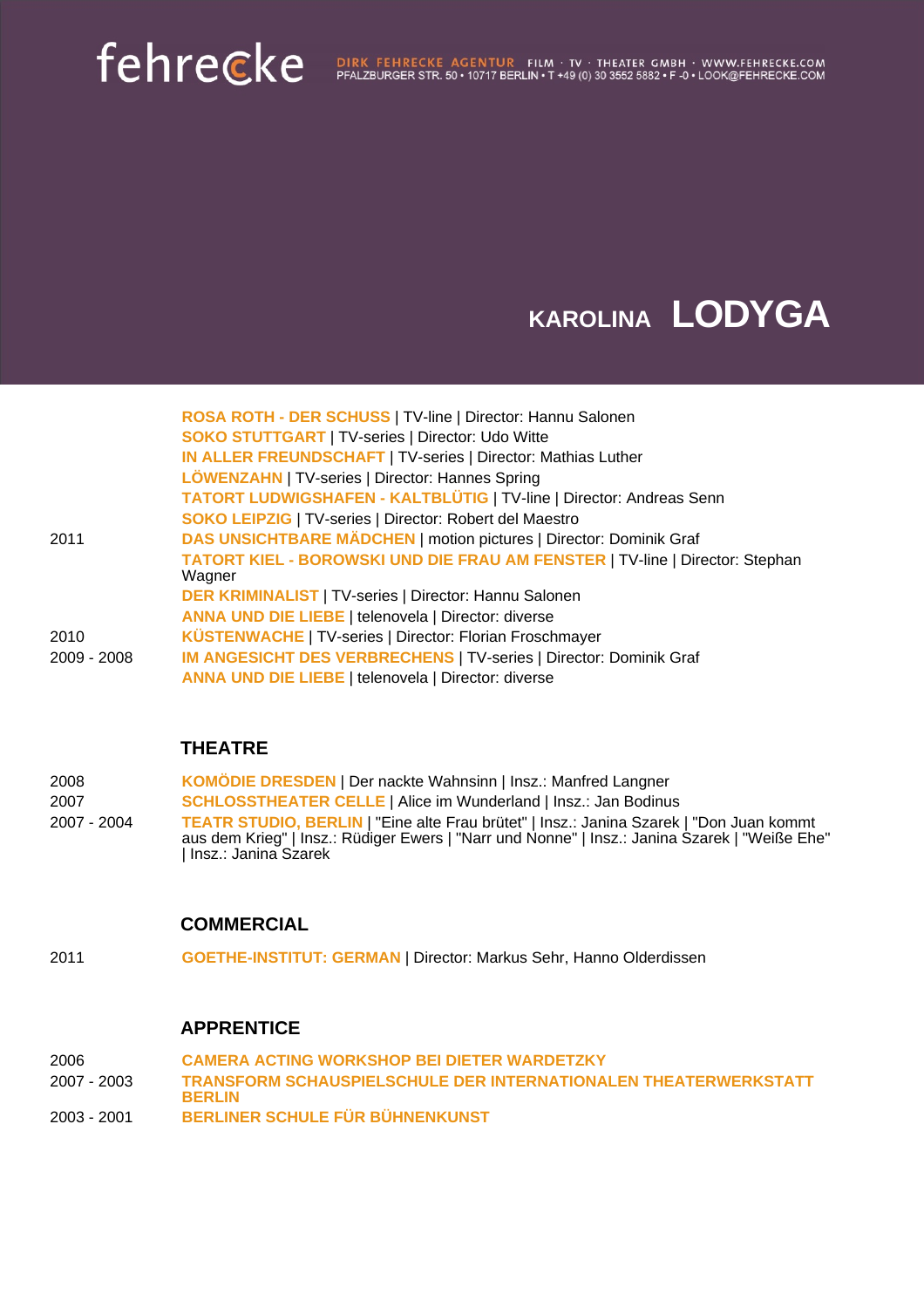# KAROLINA LODYGA

| | |
|---|---|
| | **ROSA ROTH - DER SCHUSS** \| TV-line \| Director: Hannu Salonen |
| | **SOKO STUTTGART** \| TV-series \| Director: Udo Witte |
| | **IN ALLER FREUNDSCHAFT** \| TV-series \| Director: Mathias Luther |
| | **LÖWENZAHN** \| TV-series \| Director: Hannes Spring |
| | **TATORT LUDWIGSHAFEN - KALTBLÜTIG** \| TV-line \| Director: Andreas Senn |
| | **SOKO LEIPZIG** \| TV-series \| Director: Robert del Maestro |
| 2011 | **DAS UNSICHTBARE MÄDCHEN** \| motion pictures \| Director: Dominik Graf |
| | **TATORT KIEL - BOROWSKI UND DIE FRAU AM FENSTER** \| TV-line \| Director: Stephan Wagner |
| | **DER KRIMINALIST** \| TV-series \| Director: Hannu Salonen |
| | **ANNA UND DIE LIEBE** \| telenovela \| Director: diverse |
| 2010 | **KÜSTENWACHE** \| TV-series \| Director: Florian Froschmayer |
| 2009 - 2008 | **IM ANGESICHT DES VERBRECHENS** \| TV-series \| Director: Dominik Graf |
| | **ANNA UND DIE LIEBE** \| telenovela \| Director: diverse |

## THEATRE

| | |
|---|---|
| 2008 | **KOMÖDIE DRESDEN** \| Der nackte Wahnsinn \| Insz.: Manfred Langner |
| 2007 | **SCHLOSSTHEATER CELLE** \| Alice im Wunderland \| Insz.: Jan Bodinus |
| 2007 - 2004 | **TEATR STUDIO, BERLIN** \| "Eine alte Frau brütet" \| Insz.: Janina Szarek \| "Don Juan kommt aus dem Krieg" \| Insz.: Rüdiger Ewers \| "Narr und Nonne" \| Insz.: Janina Szarek \| "Weiße Ehe" \| Insz.: Janina Szarek |

## COMMERCIAL

| | |
|---|---|
| 2011 | **GOETHE-INSTITUT: GERMAN** \| Director: Markus Sehr, Hanno Olderdissen |

## APPRENTICE

| | |
|---|---|
| 2006 | **CAMERA ACTING WORKSHOP BEI DIETER WARDETZKY** |
| 2007 - 2003 | **TRANSFORM SCHAUSPIELSCHULE DER INTERNATIONALEN THEATERWERKSTATT BERLIN** |
| 2003 - 2001 | **BERLINER SCHULE FÜR BÜHNENKUNST** |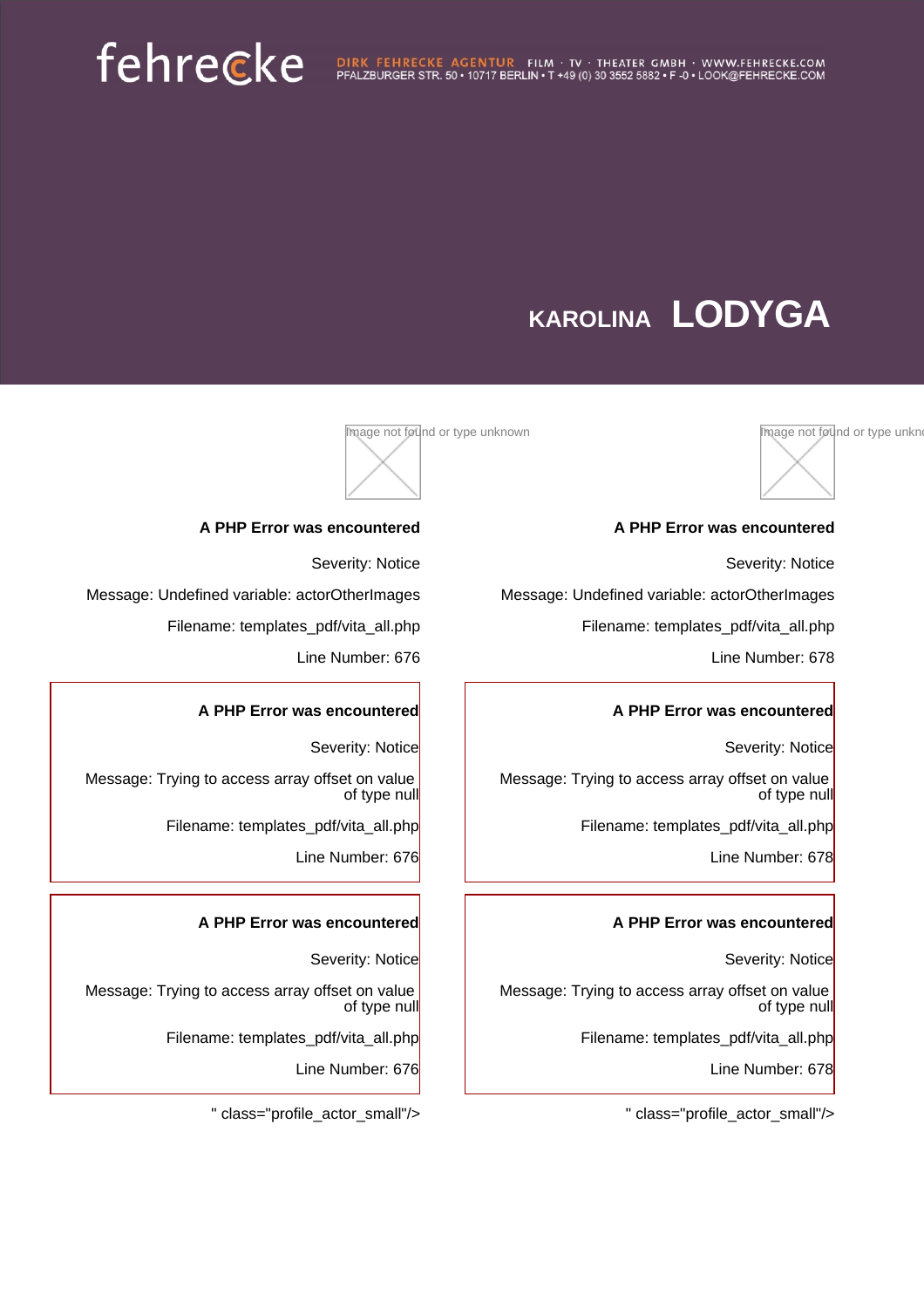fehrecke

DIRK FEHRECKE AGENTUR FILM · TV · THEATER GMBH · WWW.FEHRECKE.COM
PFALZBURGER STR. 50 • 10717 BERLIN • T +49 (0) 30 3552 5882 • F -0 • LOOK@FEHRECKE.COM

# KAROLINA LODYGA

Image not found or type unknown

**A PHP Error was encountered**

Severity: Notice

Message: Undefined variable: actorOtherImages

Filename: templates_pdf/vita_all.php

Line Number: 676

**A PHP Error was encountered**

Severity: Notice

Message: Trying to access array offset on value of type null

Filename: templates_pdf/vita_all.php

Line Number: 676

**A PHP Error was encountered**

Severity: Notice

Message: Trying to access array offset on value of type null

Filename: templates_pdf/vita_all.php

Line Number: 676

" class="profile_actor_small"/>

Image not found or type unknown

**A PHP Error was encountered**

Severity: Notice

Message: Undefined variable: actorOtherImages

Filename: templates_pdf/vita_all.php

Line Number: 678

**A PHP Error was encountered**

Severity: Notice

Message: Trying to access array offset on value of type null

Filename: templates_pdf/vita_all.php

Line Number: 678

**A PHP Error was encountered**

Severity: Notice

Message: Trying to access array offset on value of type null

Filename: templates_pdf/vita_all.php

Line Number: 678

" class="profile_actor_small"/>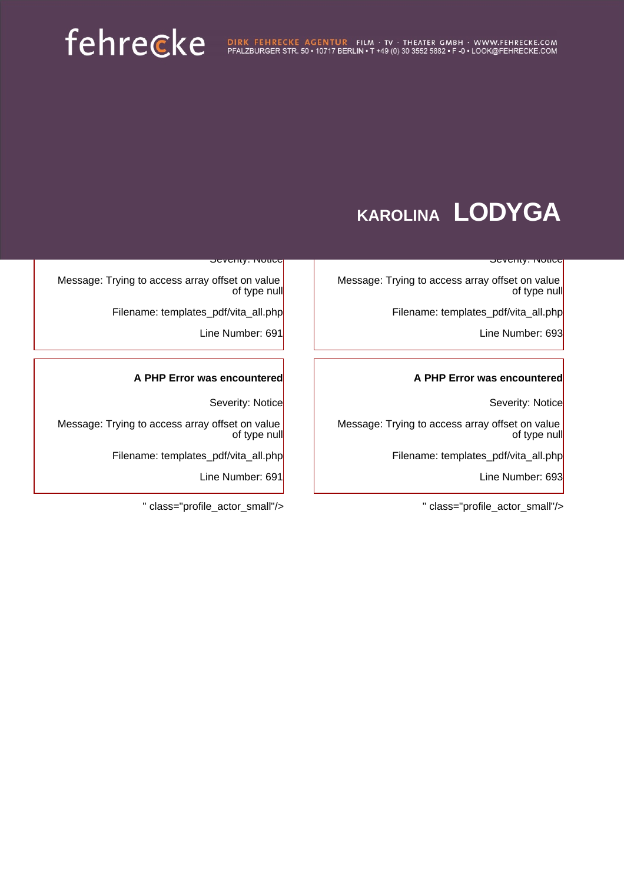# KAROLINA LODYGA

Severity: Notice

Message: Trying to access array offset on value of type null

Filename: templates_pdf/vita_all.php

Line Number: 691

**A PHP Error was encountered**

Severity: Notice

Message: Trying to access array offset on value of type null

Filename: templates_pdf/vita_all.php

Line Number: 691

" class="profile_actor_small"/>

Severity: Notice

Message: Trying to access array offset on value of type null

Filename: templates_pdf/vita_all.php

Line Number: 693

**A PHP Error was encountered**

Severity: Notice

Message: Trying to access array offset on value of type null

Filename: templates_pdf/vita_all.php

Line Number: 693

" class="profile_actor_small"/>